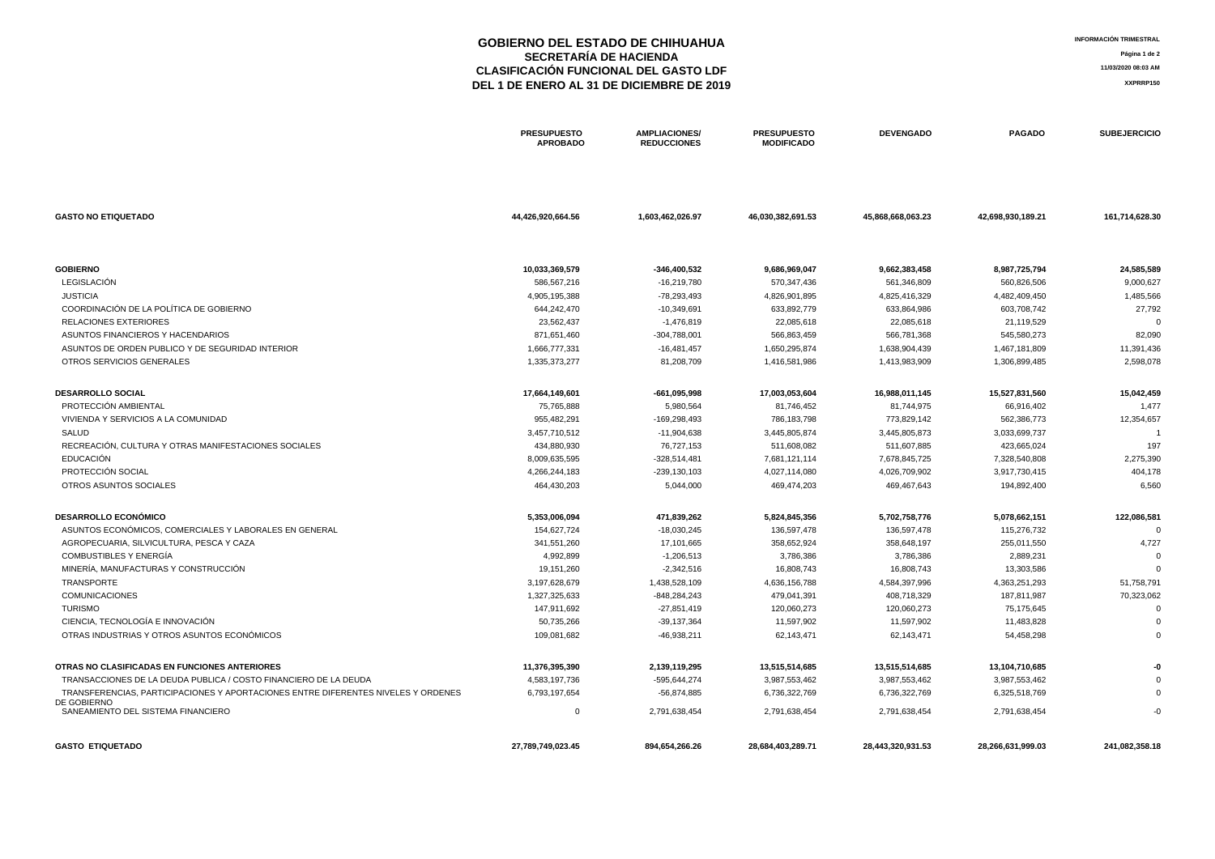# GOBIERNO DEL ESTADO DE CHIHUAHUA
## SECRETARÍA DE HACIENDA
## CLASIFICACIÓN FUNCIONAL DEL GASTO LDF
## DEL 1 DE ENERO AL 31 DE DICIEMBRE DE 2019

INFORMACIÓN TRIMESTRAL

11/03/2020 08:03 AM

XXPRRP150

| | PRESUPUESTO APROBADO | AMPLIACIONES/ REDUCCIONES | PRESUPUESTO MODIFICADO | DEVENGADO | PAGADO | SUBEJERCICIO |
|---|---|---|---|---|---|---|
| **GASTO NO ETIQUETADO** | **44,426,920,664.56** | **1,603,462,026.97** | **46,030,382,691.53** | **45,868,668,063.23** | **42,698,930,189.21** | **161,714,628.30** |
| **GOBIERNO** | **10,033,369,579** | **-346,400,532** | **9,686,969,047** | **9,662,383,458** | **8,987,725,794** | **24,585,589** |
| LEGISLACIÓN | 586,567,216 | -16,219,780 | 570,347,436 | 561,346,809 | 560,826,506 | 9,000,627 |
| JUSTICIA | 4,905,195,388 | -78,293,493 | 4,826,901,895 | 4,825,416,329 | 4,482,409,450 | 1,485,566 |
| COORDINACIÓN DE LA POLÍTICA DE GOBIERNO | 644,242,470 | -10,349,691 | 633,892,779 | 633,864,986 | 603,708,742 | 27,792 |
| RELACIONES EXTERIORES | 23,562,437 | -1,476,819 | 22,085,618 | 22,085,618 | 21,119,529 | 0 |
| ASUNTOS FINANCIEROS Y HACENDARIOS | 871,651,460 | -304,788,001 | 566,863,459 | 566,781,368 | 545,580,273 | 82,090 |
| ASUNTOS DE ORDEN PUBLICO Y DE SEGURIDAD INTERIOR | 1,666,777,331 | -16,481,457 | 1,650,295,874 | 1,638,904,439 | 1,467,181,809 | 11,391,436 |
| OTROS SERVICIOS GENERALES | 1,335,373,277 | 81,208,709 | 1,416,581,986 | 1,413,983,909 | 1,306,899,485 | 2,598,078 |
| **DESARROLLO SOCIAL** | **17,664,149,601** | **-661,095,998** | **17,003,053,604** | **16,988,011,145** | **15,527,831,560** | **15,042,459** |
| PROTECCIÓN AMBIENTAL | 75,765,888 | 5,980,564 | 81,746,452 | 81,744,975 | 66,916,402 | 1,477 |
| VIVIENDA Y SERVICIOS A LA COMUNIDAD | 955,482,291 | -169,298,493 | 786,183,798 | 773,829,142 | 562,386,773 | 12,354,657 |
| SALUD | 3,457,710,512 | -11,904,638 | 3,445,805,874 | 3,445,805,873 | 3,033,699,737 | 1 |
| RECREACIÓN, CULTURA Y OTRAS MANIFESTACIONES SOCIALES | 434,880,930 | 76,727,153 | 511,608,082 | 511,607,885 | 423,665,024 | 197 |
| EDUCACIÓN | 8,009,635,595 | -328,514,481 | 7,681,121,114 | 7,678,845,725 | 7,328,540,808 | 2,275,390 |
| PROTECCIÓN SOCIAL | 4,266,244,183 | -239,130,103 | 4,027,114,080 | 4,026,709,902 | 3,917,730,415 | 404,178 |
| OTROS ASUNTOS SOCIALES | 464,430,203 | 5,044,000 | 469,474,203 | 469,467,643 | 194,892,400 | 6,560 |
| **DESARROLLO ECONÓMICO** | **5,353,006,094** | **471,839,262** | **5,824,845,356** | **5,702,758,776** | **5,078,662,151** | **122,086,581** |
| ASUNTOS ECONÓMICOS, COMERCIALES Y LABORALES EN GENERAL | 154,627,724 | -18,030,245 | 136,597,478 | 136,597,478 | 115,276,732 | 0 |
| AGROPECUARIA, SILVICULTURA, PESCA Y CAZA | 341,551,260 | 17,101,665 | 358,652,924 | 358,648,197 | 255,011,550 | 4,727 |
| COMBUSTIBLES Y ENERGÍA | 4,992,899 | -1,206,513 | 3,786,386 | 3,786,386 | 2,889,231 | 0 |
| MINERÍA, MANUFACTURAS Y CONSTRUCCIÓN | 19,151,260 | -2,342,516 | 16,808,743 | 16,808,743 | 13,303,586 | 0 |
| TRANSPORTE | 3,197,628,679 | 1,438,528,109 | 4,636,156,788 | 4,584,397,996 | 4,363,251,293 | 51,758,791 |
| COMUNICACIONES | 1,327,325,633 | -848,284,243 | 479,041,391 | 408,718,329 | 187,811,987 | 70,323,062 |
| TURISMO | 147,911,692 | -27,851,419 | 120,060,273 | 120,060,273 | 75,175,645 | 0 |
| CIENCIA, TECNOLOGÍA E INNOVACIÓN | 50,735,266 | -39,137,364 | 11,597,902 | 11,597,902 | 11,483,828 | 0 |
| OTRAS INDUSTRIAS Y OTROS ASUNTOS ECONÓMICOS | 109,081,682 | -46,938,211 | 62,143,471 | 62,143,471 | 54,458,298 | 0 |
| **OTRAS NO CLASIFICADAS EN FUNCIONES ANTERIORES** | **11,376,395,390** | **2,139,119,295** | **13,515,514,685** | **13,515,514,685** | **13,104,710,685** | **-0** |
| TRANSACCIONES DE LA DEUDA PUBLICA / COSTO FINANCIERO DE LA DEUDA | 4,583,197,736 | -595,644,274 | 3,987,553,462 | 3,987,553,462 | 3,987,553,462 | 0 |
| TRANSFERENCIAS, PARTICIPACIONES Y APORTACIONES ENTRE DIFERENTES NIVELES Y ORDENES DE GOBIERNO | 6,793,197,654 | -56,874,885 | 6,736,322,769 | 6,736,322,769 | 6,325,518,769 | 0 |
| SANEAMIENTO DEL SISTEMA FINANCIERO | 0 | 2,791,638,454 | 2,791,638,454 | 2,791,638,454 | 2,791,638,454 | -0 |
| **GASTO ETIQUETADO** | **27,789,749,023.45** | **894,654,266.26** | **28,684,403,289.71** | **28,443,320,931.53** | **28,266,631,999.03** | **241,082,358.18** |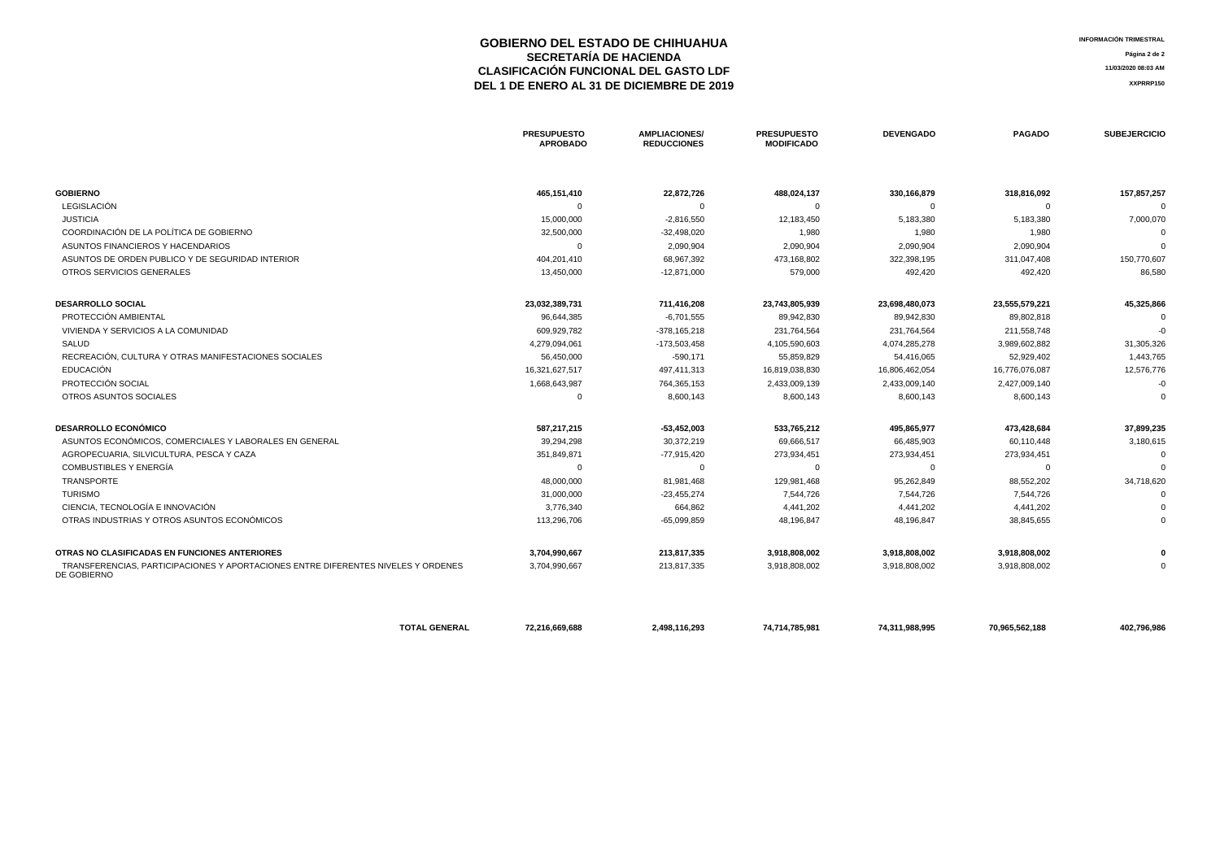# GOBIERNO DEL ESTADO DE CHIHUAHUA
## SECRETARÍA DE HACIENDA
## CLASIFICACIÓN FUNCIONAL DEL GASTO LDF
## DEL 1 DE ENERO AL 31 DE DICIEMBRE DE 2019

INFORMACIÓN TRIMESTRAL

11/03/2020 08:03 AM

XXPRRP150

| | PRESUPUESTO APROBADO | AMPLIACIONES/ REDUCCIONES | PRESUPUESTO MODIFICADO | DEVENGADO | PAGADO | SUBEJERCICIO |
|---|---|---|---|---|---|---|
| **GOBIERNO** | **465,151,410** | **22,872,726** | **488,024,137** | **330,166,879** | **318,816,092** | **157,857,257** |
| LEGISLACIÓN | 0 | 0 | 0 | 0 | 0 | 0 |
| JUSTICIA | 15,000,000 | -2,816,550 | 12,183,450 | 5,183,380 | 5,183,380 | 7,000,070 |
| COORDINACIÓN DE LA POLÍTICA DE GOBIERNO | 32,500,000 | -32,498,020 | 1,980 | 1,980 | 1,980 | 0 |
| ASUNTOS FINANCIEROS Y HACENDARIOS | 0 | 2,090,904 | 2,090,904 | 2,090,904 | 2,090,904 | 0 |
| ASUNTOS DE ORDEN PUBLICO Y DE SEGURIDAD INTERIOR | 404,201,410 | 68,967,392 | 473,168,802 | 322,398,195 | 311,047,408 | 150,770,607 |
| OTROS SERVICIOS GENERALES | 13,450,000 | -12,871,000 | 579,000 | 492,420 | 492,420 | 86,580 |
| **DESARROLLO SOCIAL** | **23,032,389,731** | **711,416,208** | **23,743,805,939** | **23,698,480,073** | **23,555,579,221** | **45,325,866** |
| PROTECCIÓN AMBIENTAL | 96,644,385 | -6,701,555 | 89,942,830 | 89,942,830 | 89,802,818 | 0 |
| VIVIENDA Y SERVICIOS A LA COMUNIDAD | 609,929,782 | -378,165,218 | 231,764,564 | 231,764,564 | 211,558,748 | -0 |
| SALUD | 4,279,094,061 | -173,503,458 | 4,105,590,603 | 4,074,285,278 | 3,989,602,882 | 31,305,326 |
| RECREACIÓN, CULTURA Y OTRAS MANIFESTACIONES SOCIALES | 56,450,000 | -590,171 | 55,859,829 | 54,416,065 | 52,929,402 | 1,443,765 |
| EDUCACIÓN | 16,321,627,517 | 497,411,313 | 16,819,038,830 | 16,806,462,054 | 16,776,076,087 | 12,576,776 |
| PROTECCIÓN SOCIAL | 1,668,643,987 | 764,365,153 | 2,433,009,139 | 2,433,009,140 | 2,427,009,140 | -0 |
| OTROS ASUNTOS SOCIALES | 0 | 8,600,143 | 8,600,143 | 8,600,143 | 8,600,143 | 0 |
| **DESARROLLO ECONÓMICO** | **587,217,215** | **-53,452,003** | **533,765,212** | **495,865,977** | **473,428,684** | **37,899,235** |
| ASUNTOS ECONÓMICOS, COMERCIALES Y LABORALES EN GENERAL | 39,294,298 | 30,372,219 | 69,666,517 | 66,485,903 | 60,110,448 | 3,180,615 |
| AGROPECUARIA, SILVICULTURA, PESCA Y CAZA | 351,849,871 | -77,915,420 | 273,934,451 | 273,934,451 | 273,934,451 | 0 |
| COMBUSTIBLES Y ENERGÍA | 0 | 0 | 0 | 0 | 0 | 0 |
| TRANSPORTE | 48,000,000 | 81,981,468 | 129,981,468 | 95,262,849 | 88,552,202 | 34,718,620 |
| TURISMO | 31,000,000 | -23,455,274 | 7,544,726 | 7,544,726 | 7,544,726 | 0 |
| CIENCIA, TECNOLOGÍA E INNOVACIÓN | 3,776,340 | 664,862 | 4,441,202 | 4,441,202 | 4,441,202 | 0 |
| OTRAS INDUSTRIAS Y OTROS ASUNTOS ECONÓMICOS | 113,296,706 | -65,099,859 | 48,196,847 | 48,196,847 | 38,845,655 | 0 |
| **OTRAS NO CLASIFICADAS EN FUNCIONES ANTERIORES** | **3,704,990,667** | **213,817,335** | **3,918,808,002** | **3,918,808,002** | **3,918,808,002** | **0** |
| TRANSFERENCIAS, PARTICIPACIONES Y APORTACIONES ENTRE DIFERENTES NIVELES Y ORDENES DE GOBIERNO | 3,704,990,667 | 213,817,335 | 3,918,808,002 | 3,918,808,002 | 3,918,808,002 | 0 |
| **TOTAL GENERAL** | **72,216,669,688** | **2,498,116,293** | **74,714,785,981** | **74,311,988,995** | **70,965,562,188** | **402,796,986** |